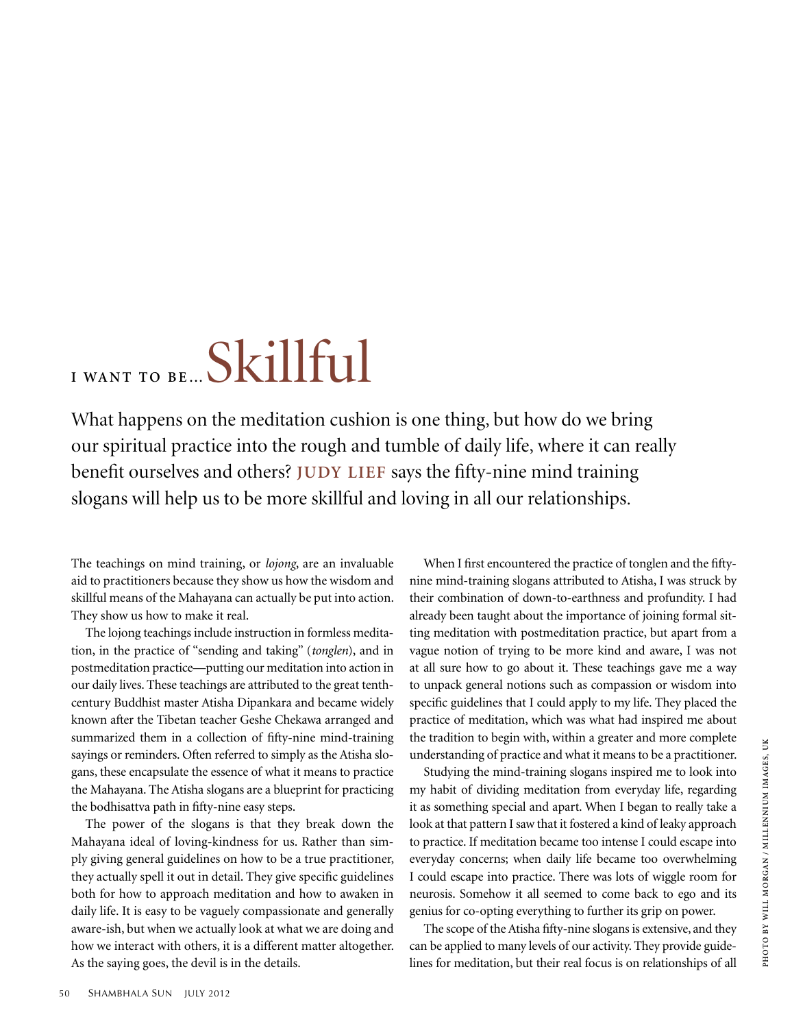# I WANT TO BE... Skillful

What happens on the meditation cushion is one thing, but how do we bring our spiritual practice into the rough and tumble of daily life, where it can really benefit ourselves and others? **JUDY LIEF** says the fifty-nine mind training slogans will help us to be more skillful and loving in all our relationships.

The teachings on mind training, or *lojong*, are an invaluable aid to practitioners because they show us how the wisdom and skillful means of the Mahayana can actually be put into action. They show us how to make it real.

The lojong teachings include instruction in formless meditation, in the practice of "sending and taking" (*tonglen*), and in postmeditation practice—putting our meditation into action in our daily lives. These teachings are attributed to the great tenth-century Buddhist master Atisha Dipankara and became widely known after the Tibetan teacher Geshe Chekawa arranged and summarized them in a collection of fifty-nine mind-training sayings or reminders. Often referred to simply as the Atisha slogans, these encapsulate the essence of what it means to practice the Mahayana. The Atisha slogans are a blueprint for practicing the bodhisattva path in fifty-nine easy steps.

The power of the slogans is that they break down the Mahayana ideal of loving-kindness for us. Rather than simply giving general guidelines on how to be a true practitioner, they actually spell it out in detail. They give specific guidelines both for how to approach meditation and how to awaken in daily life. It is easy to be vaguely compassionate and generally aware-ish, but when we actually look at what we are doing and how we interact with others, it is a different matter altogether. As the saying goes, the devil is in the details.

When I first encountered the practice of tonglen and the fifty-nine mind-training slogans attributed to Atisha, I was struck by their combination of down-to-earthness and profundity. I had already been taught about the importance of joining formal sitting meditation with postmeditation practice, but apart from a vague notion of trying to be more kind and aware, I was not at all sure how to go about it. These teachings gave me a way to unpack general notions such as compassion or wisdom into specific guidelines that I could apply to my life. They placed the practice of meditation, which was what had inspired me about the tradition to begin with, within a greater and more complete understanding of practice and what it means to be a practitioner.

Studying the mind-training slogans inspired me to look into my habit of dividing meditation from everyday life, regarding it as something special and apart. When I began to really take a look at that pattern I saw that it fostered a kind of leaky approach to practice. If meditation became too intense I could escape into everyday concerns; when daily life became too overwhelming I could escape into practice. There was lots of wiggle room for neurosis. Somehow it all seemed to come back to ego and its genius for co-opting everything to further its grip on power.

The scope of the Atisha fifty-nine slogans is extensive, and they can be applied to many levels of our activity. They provide guidelines for meditation, but their real focus is on relationships of all

PHOTO BY WILL MORGAN / MILLENNIUM IMAGES, UK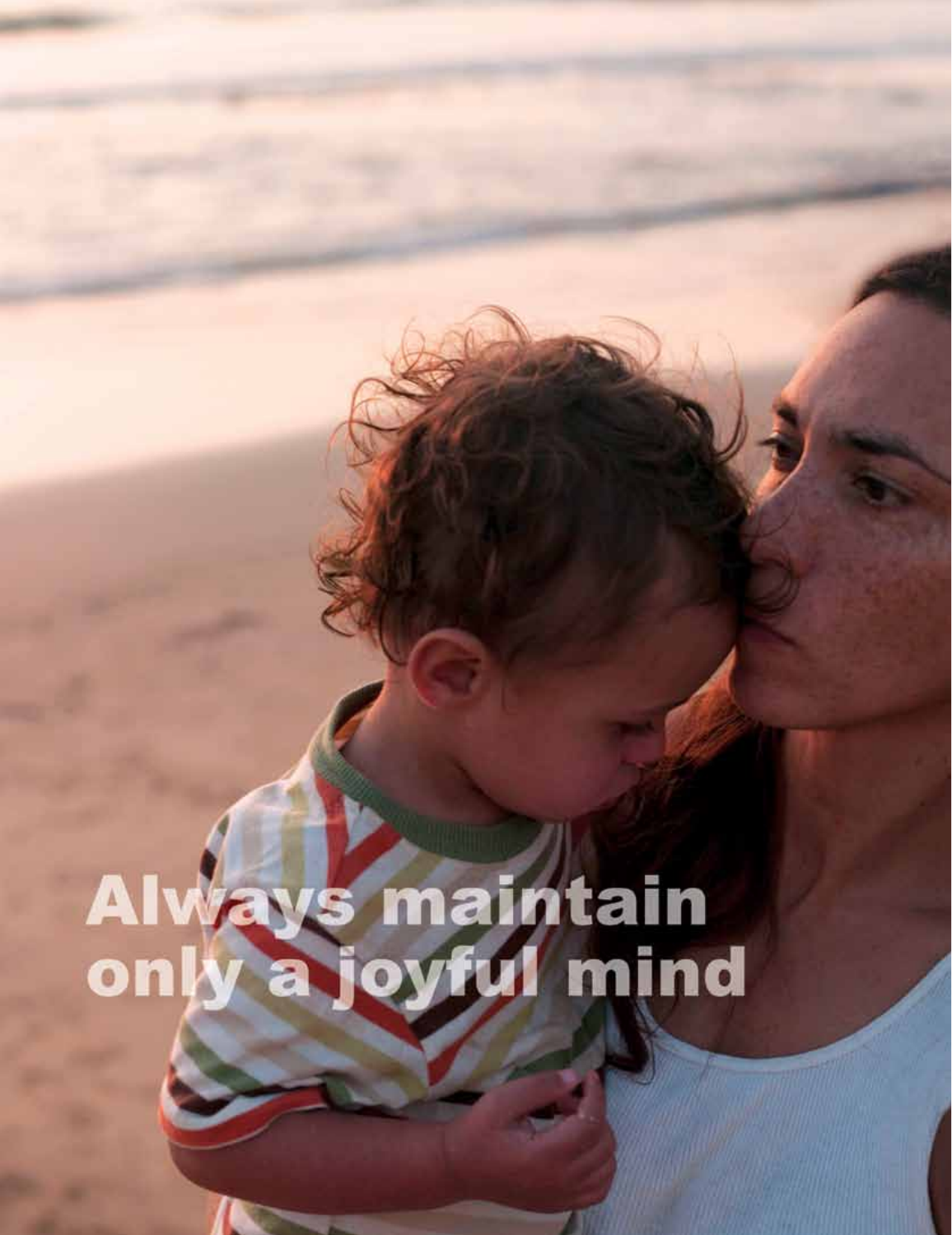Always maintain only a joyful mind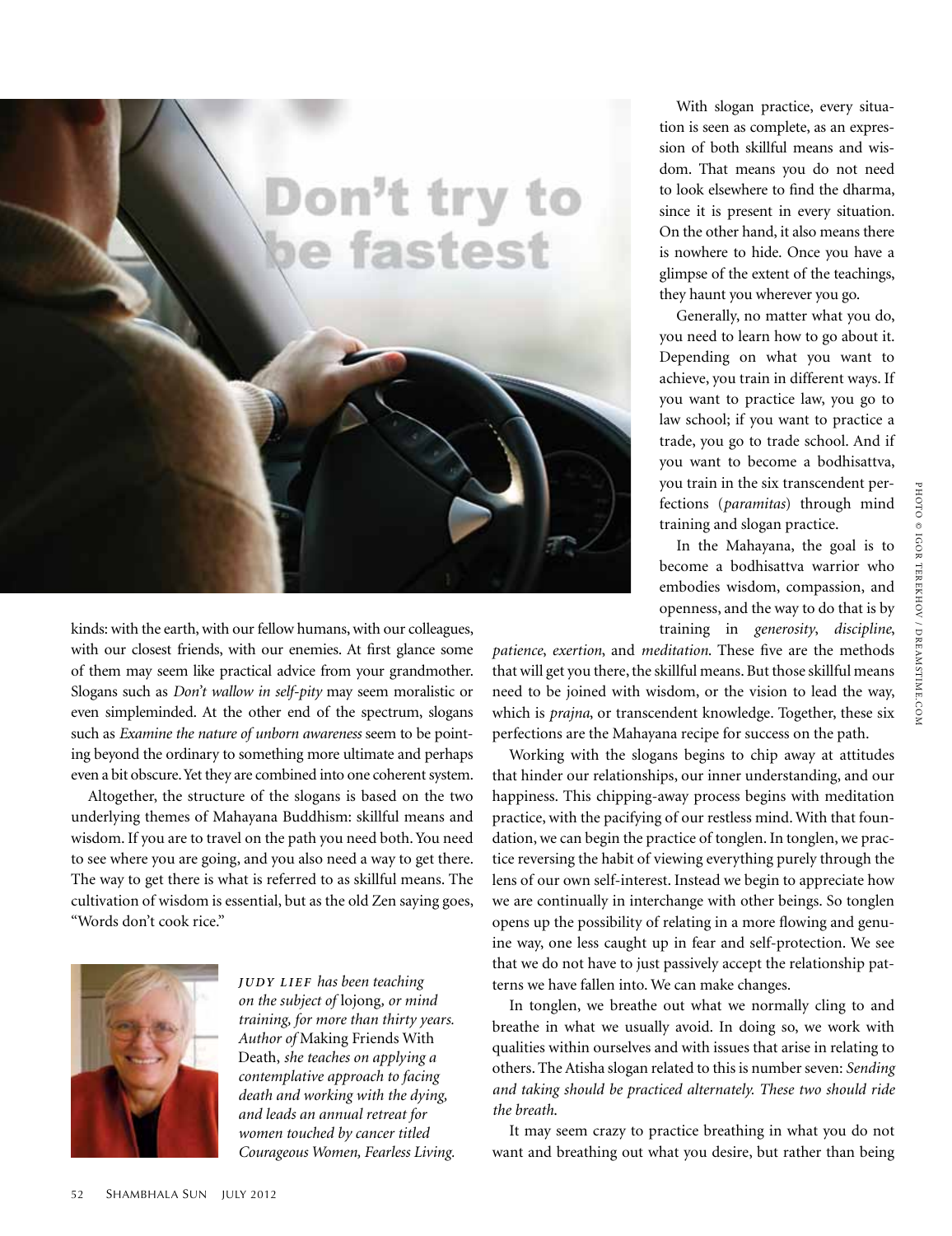Don't try to be fastest

kinds: with the earth, with our fellow humans, with our colleagues, with our closest friends, with our enemies. At first glance some of them may seem like practical advice from your grandmother. Slogans such as *Don't wallow in self-pity* may seem moralistic or even simpleminded. At the other end of the spectrum, slogans such as *Examine the nature of unborn awareness* seem to be pointing beyond the ordinary to something more ultimate and perhaps even a bit obscure. Yet they are combined into one coherent system.

Altogether, the structure of the slogans is based on the two underlying themes of Mahayana Buddhism: skillful means and wisdom. If you are to travel on the path you need both. You need to see where you are going, and you also need a way to get there. The way to get there is what is referred to as skillful means. The cultivation of wisdom is essential, but as the old Zen saying goes, "Words don't cook rice."

*JUDY LIEF has been teaching on the subject of* lojong, *or mind training, for more than thirty years. Author of* Making Friends With Death, *she teaches on applying a contemplative approach to facing death and working with the dying, and leads an annual retreat for women touched by cancer titled Courageous Women, Fearless Living.*

With slogan practice, every situation is seen as complete, as an expression of both skillful means and wisdom. That means you do not need to look elsewhere to find the dharma, since it is present in every situation. On the other hand, it also means there is nowhere to hide. Once you have a glimpse of the extent of the teachings, they haunt you wherever you go.

Generally, no matter what you do, you need to learn how to go about it. Depending on what you want to achieve, you train in different ways. If you want to practice law, you go to law school; if you want to practice a trade, you go to trade school. And if you want to become a bodhisattva, you train in the six transcendent perfections (*paramitas*) through mind training and slogan practice.

In the Mahayana, the goal is to become a bodhisattva warrior who embodies wisdom, compassion, and openness, and the way to do that is by training in *generosity*, *discipline*, *patience*, *exertion*, and *meditation*. These five are the methods that will get you there, the skillful means. But those skillful means need to be joined with wisdom, or the vision to lead the way, which is *prajna*, or transcendent knowledge. Together, these six perfections are the Mahayana recipe for success on the path.

Working with the slogans begins to chip away at attitudes that hinder our relationships, our inner understanding, and our happiness. This chipping-away process begins with meditation practice, with the pacifying of our restless mind. With that foundation, we can begin the practice of tonglen. In tonglen, we practice reversing the habit of viewing everything purely through the lens of our own self-interest. Instead we begin to appreciate how we are continually in interchange with other beings. So tonglen opens up the possibility of relating in a more flowing and genuine way, one less caught up in fear and self-protection. We see that we do not have to just passively accept the relationship patterns we have fallen into. We can make changes.

In tonglen, we breathe out what we normally cling to and breathe in what we usually avoid. In doing so, we work with qualities within ourselves and with issues that arise in relating to others. The Atisha slogan related to this is number seven: *Sending and taking should be practiced alternately. These two should ride the breath.*

It may seem crazy to practice breathing in what you do not want and breathing out what you desire, but rather than being

PHOTO © IGOR TEREKHOV / DREAMSTIME.COM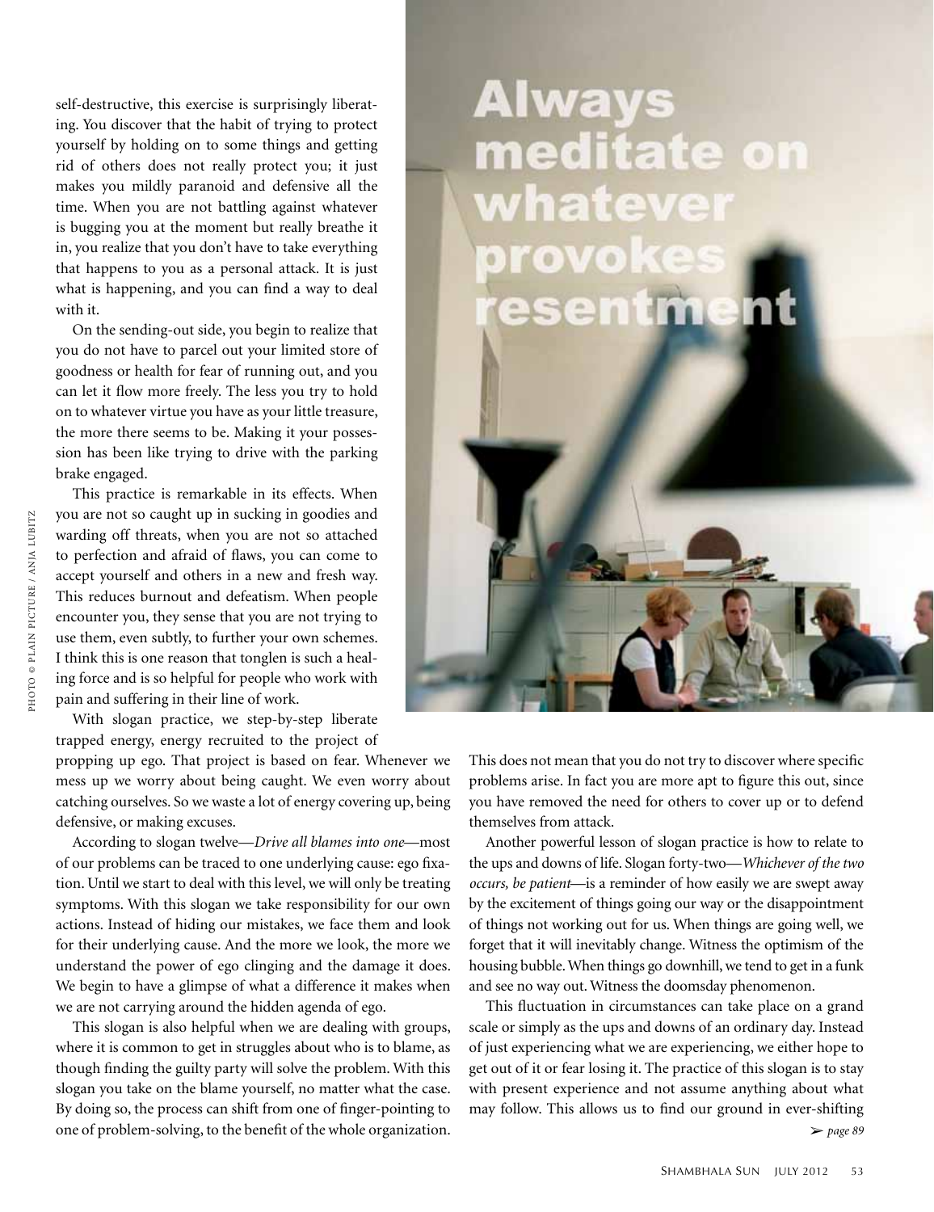self-destructive, this exercise is surprisingly liberating. You discover that the habit of trying to protect yourself by holding on to some things and getting rid of others does not really protect you; it just makes you mildly paranoid and defensive all the time. When you are not battling against whatever is bugging you at the moment but really breathe it in, you realize that you don't have to take everything that happens to you as a personal attack. It is just what is happening, and you can find a way to deal with it.

On the sending-out side, you begin to realize that you do not have to parcel out your limited store of goodness or health for fear of running out, and you can let it flow more freely. The less you try to hold on to whatever virtue you have as your little treasure, the more there seems to be. Making it your possession has been like trying to drive with the parking brake engaged.

This practice is remarkable in its effects. When you are not so caught up in sucking in goodies and warding off threats, when you are not so attached to perfection and afraid of flaws, you can come to accept yourself and others in a new and fresh way. This reduces burnout and defeatism. When people encounter you, they sense that you are not trying to use them, even subtly, to further your own schemes. I think this is one reason that tonglen is such a healing force and is so helpful for people who work with pain and suffering in their line of work.

With slogan practice, we step-by-step liberate trapped energy, energy recruited to the project of propping up ego. That project is based on fear. Whenever we mess up we worry about being caught. We even worry about catching ourselves. So we waste a lot of energy covering up, being defensive, or making excuses.

According to slogan twelve—*Drive all blames into one*—most of our problems can be traced to one underlying cause: ego fixation. Until we start to deal with this level, we will only be treating symptoms. With this slogan we take responsibility for our own actions. Instead of hiding our mistakes, we face them and look for their underlying cause. And the more we look, the more we understand the power of ego clinging and the damage it does. We begin to have a glimpse of what a difference it makes when we are not carrying around the hidden agenda of ego.

This slogan is also helpful when we are dealing with groups, where it is common to get in struggles about who is to blame, as though finding the guilty party will solve the problem. With this slogan you take on the blame yourself, no matter what the case. By doing so, the process can shift from one of finger-pointing to one of problem-solving, to the benefit of the whole organization. This does not mean that you do not try to discover where specific problems arise. In fact you are more apt to figure this out, since you have removed the need for others to cover up or to defend themselves from attack.

Another powerful lesson of slogan practice is how to relate to the ups and downs of life. Slogan forty-two—*Whichever of the two occurs, be patient*—is a reminder of how easily we are swept away by the excitement of things going our way or the disappointment of things not working out for us. When things are going well, we forget that it will inevitably change. Witness the optimism of the housing bubble. When things go downhill, we tend to get in a funk and see no way out. Witness the doomsday phenomenon.

This fluctuation in circumstances can take place on a grand scale or simply as the ups and downs of an ordinary day. Instead of just experiencing what we are experiencing, we either hope to get out of it or fear losing it. The practice of this slogan is to stay with present experience and not assume anything about what may follow. This allows us to find our ground in ever-shifting

➢ *page 89*

**Always meditate on whatever provokes resentment**

PHOTO © PLAIN PICTURE / ANJA LUBITZ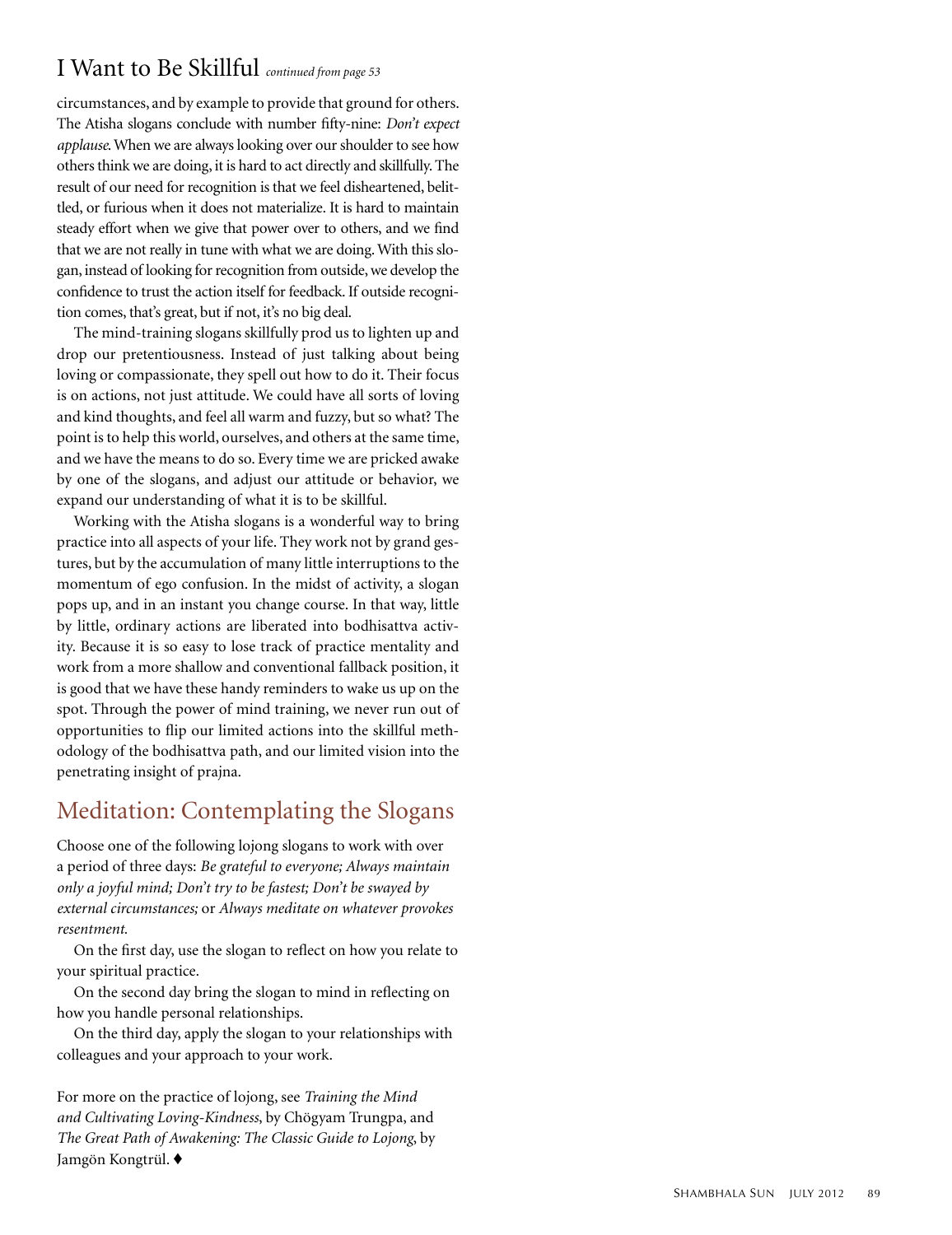# I Want to Be Skillful *continued from page 53*

circumstances, and by example to provide that ground for others. The Atisha slogans conclude with number fifty-nine: *Don't expect applause.* When we are always looking over our shoulder to see how others think we are doing, it is hard to act directly and skillfully. The result of our need for recognition is that we feel disheartened, belittled, or furious when it does not materialize. It is hard to maintain steady effort when we give that power over to others, and we find that we are not really in tune with what we are doing. With this slogan, instead of looking for recognition from outside, we develop the confidence to trust the action itself for feedback. If outside recognition comes, that's great, but if not, it's no big deal.

The mind-training slogans skillfully prod us to lighten up and drop our pretentiousness. Instead of just talking about being loving or compassionate, they spell out how to do it. Their focus is on actions, not just attitude. We could have all sorts of loving and kind thoughts, and feel all warm and fuzzy, but so what? The point is to help this world, ourselves, and others at the same time, and we have the means to do so. Every time we are pricked awake by one of the slogans, and adjust our attitude or behavior, we expand our understanding of what it is to be skillful.

Working with the Atisha slogans is a wonderful way to bring practice into all aspects of your life. They work not by grand gestures, but by the accumulation of many little interruptions to the momentum of ego confusion. In the midst of activity, a slogan pops up, and in an instant you change course. In that way, little by little, ordinary actions are liberated into bodhisattva activity. Because it is so easy to lose track of practice mentality and work from a more shallow and conventional fallback position, it is good that we have these handy reminders to wake us up on the spot. Through the power of mind training, we never run out of opportunities to flip our limited actions into the skillful methodology of the bodhisattva path, and our limited vision into the penetrating insight of prajna.

## Meditation: Contemplating the Slogans

Choose one of the following lojong slogans to work with over a period of three days: *Be grateful to everyone; Always maintain only a joyful mind; Don't try to be fastest; Don't be swayed by external circumstances;* or *Always meditate on whatever provokes resentment.*

On the first day, use the slogan to reflect on how you relate to your spiritual practice.

On the second day bring the slogan to mind in reflecting on how you handle personal relationships.

On the third day, apply the slogan to your relationships with colleagues and your approach to your work.

For more on the practice of lojong, see *Training the Mind and Cultivating Loving-Kindness*, by Chögyam Trungpa, and *The Great Path of Awakening: The Classic Guide to Lojong*, by Jamgön Kongtrül. ♦